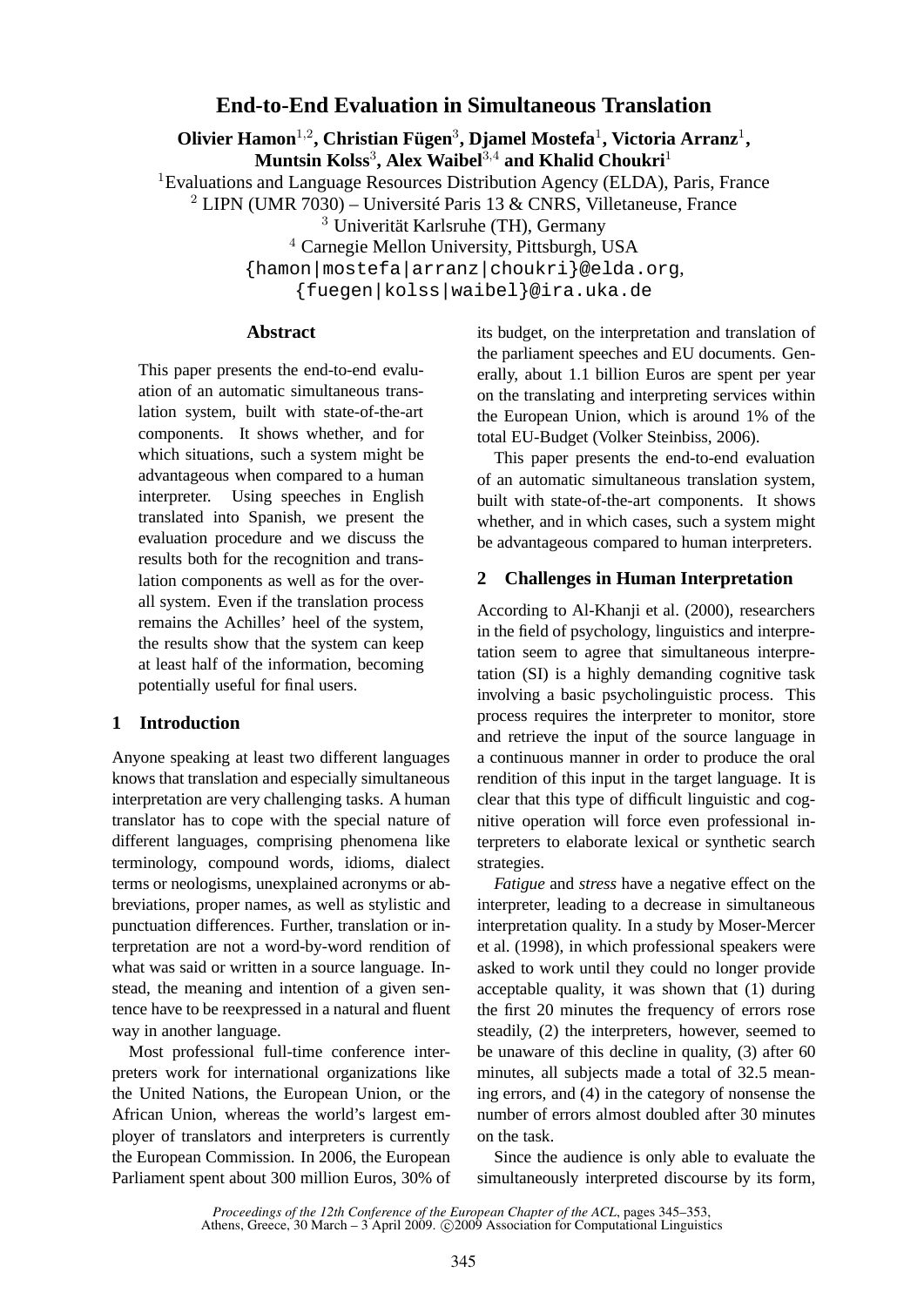# End-to-End Evaluation in Simultaneous Translation

**Olivier Hamon**[1,2], **Christian Fügen**[3], **Djamel Mostefa**[1], **Victoria Arranz**[1], **Muntsin Kolss**[3], **Alex Waibel**[3,4] **and Khalid Choukri**[1]

[1]Evaluations and Language Resources Distribution Agency (ELDA), Paris, France
[2] LIPN (UMR 7030) – Université Paris 13 & CNRS, Villetaneuse, France
[3] Univerität Karlsruhe (TH), Germany
[4] Carnegie Mellon University, Pittsburgh, USA
{hamon|mostefa|arranz|choukri}@elda.org,
{fuegen|kolss|waibel}@ira.uka.de

## Abstract

This paper presents the end-to-end evaluation of an automatic simultaneous translation system, built with state-of-the-art components. It shows whether, and for which situations, such a system might be advantageous when compared to a human interpreter. Using speeches in English translated into Spanish, we present the evaluation procedure and we discuss the results both for the recognition and translation components as well as for the overall system. Even if the translation process remains the Achilles' heel of the system, the results show that the system can keep at least half of the information, becoming potentially useful for final users.

## 1 Introduction

Anyone speaking at least two different languages knows that translation and especially simultaneous interpretation are very challenging tasks. A human translator has to cope with the special nature of different languages, comprising phenomena like terminology, compound words, idioms, dialect terms or neologisms, unexplained acronyms or abbreviations, proper names, as well as stylistic and punctuation differences. Further, translation or interpretation are not a word-by-word rendition of what was said or written in a source language. Instead, the meaning and intention of a given sentence have to be reexpressed in a natural and fluent way in another language.

Most professional full-time conference interpreters work for international organizations like the United Nations, the European Union, or the African Union, whereas the world's largest employer of translators and interpreters is currently the European Commission. In 2006, the European Parliament spent about 300 million Euros, 30% of its budget, on the interpretation and translation of the parliament speeches and EU documents. Generally, about 1.1 billion Euros are spent per year on the translating and interpreting services within the European Union, which is around 1% of the total EU-Budget (Volker Steinbiss, 2006).

This paper presents the end-to-end evaluation of an automatic simultaneous translation system, built with state-of-the-art components. It shows whether, and in which cases, such a system might be advantageous compared to human interpreters.

## 2 Challenges in Human Interpretation

According to Al-Khanji et al. (2000), researchers in the field of psychology, linguistics and interpretation seem to agree that simultaneous interpretation (SI) is a highly demanding cognitive task involving a basic psycholinguistic process. This process requires the interpreter to monitor, store and retrieve the input of the source language in a continuous manner in order to produce the oral rendition of this input in the target language. It is clear that this type of difficult linguistic and cognitive operation will force even professional interpreters to elaborate lexical or synthetic search strategies.

*Fatigue* and *stress* have a negative effect on the interpreter, leading to a decrease in simultaneous interpretation quality. In a study by Moser-Mercer et al. (1998), in which professional speakers were asked to work until they could no longer provide acceptable quality, it was shown that (1) during the first 20 minutes the frequency of errors rose steadily, (2) the interpreters, however, seemed to be unaware of this decline in quality, (3) after 60 minutes, all subjects made a total of 32.5 meaning errors, and (4) in the category of nonsense the number of errors almost doubled after 30 minutes on the task.

Since the audience is only able to evaluate the simultaneously interpreted discourse by its form,

*Proceedings of the 12th Conference of the European Chapter of the ACL*, pages 345–353,
Athens, Greece, 30 March – 3 April 2009. ©2009 Association for Computational Linguistics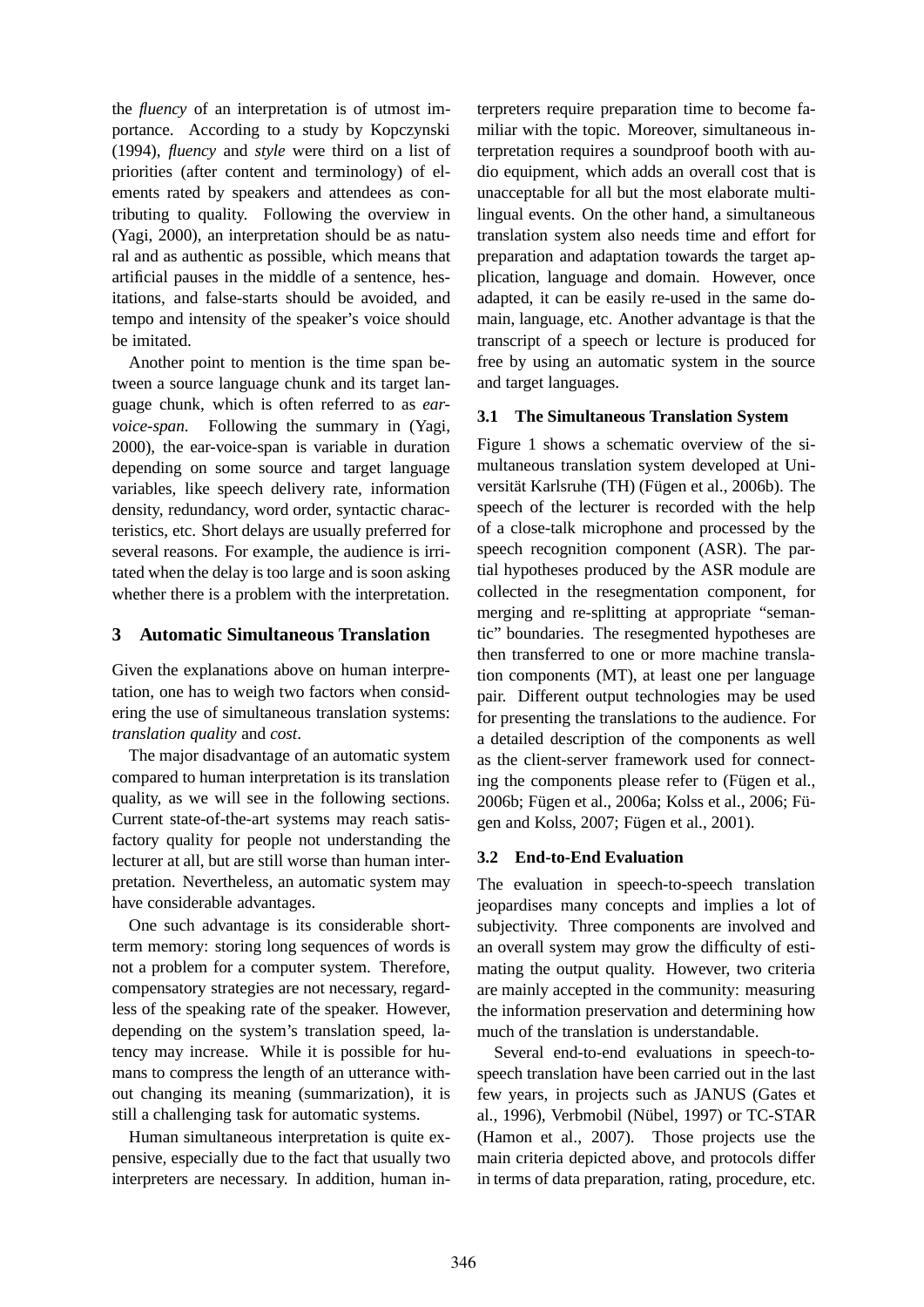the *fluency* of an interpretation is of utmost importance. According to a study by Kopczynski (1994), *fluency* and *style* were third on a list of priorities (after content and terminology) of elements rated by speakers and attendees as contributing to quality. Following the overview in (Yagi, 2000), an interpretation should be as natural and as authentic as possible, which means that artificial pauses in the middle of a sentence, hesitations, and false-starts should be avoided, and tempo and intensity of the speaker's voice should be imitated.

Another point to mention is the time span between a source language chunk and its target language chunk, which is often referred to as *ear-voice-span*. Following the summary in (Yagi, 2000), the ear-voice-span is variable in duration depending on some source and target language variables, like speech delivery rate, information density, redundancy, word order, syntactic characteristics, etc. Short delays are usually preferred for several reasons. For example, the audience is irritated when the delay is too large and is soon asking whether there is a problem with the interpretation.

## 3 Automatic Simultaneous Translation

Given the explanations above on human interpretation, one has to weigh two factors when considering the use of simultaneous translation systems: *translation quality* and *cost*.

The major disadvantage of an automatic system compared to human interpretation is its translation quality, as we will see in the following sections. Current state-of-the-art systems may reach satisfactory quality for people not understanding the lecturer at all, but are still worse than human interpretation. Nevertheless, an automatic system may have considerable advantages.

One such advantage is its considerable short-term memory: storing long sequences of words is not a problem for a computer system. Therefore, compensatory strategies are not necessary, regardless of the speaking rate of the speaker. However, depending on the system's translation speed, latency may increase. While it is possible for humans to compress the length of an utterance without changing its meaning (summarization), it is still a challenging task for automatic systems.

Human simultaneous interpretation is quite expensive, especially due to the fact that usually two interpreters are necessary. In addition, human interpreters require preparation time to become familiar with the topic. Moreover, simultaneous interpretation requires a soundproof booth with audio equipment, which adds an overall cost that is unacceptable for all but the most elaborate multilingual events. On the other hand, a simultaneous translation system also needs time and effort for preparation and adaptation towards the target application, language and domain. However, once adapted, it can be easily re-used in the same domain, language, etc. Another advantage is that the transcript of a speech or lecture is produced for free by using an automatic system in the source and target languages.

### 3.1 The Simultaneous Translation System

Figure 1 shows a schematic overview of the simultaneous translation system developed at Universität Karlsruhe (TH) (Fügen et al., 2006b). The speech of the lecturer is recorded with the help of a close-talk microphone and processed by the speech recognition component (ASR). The partial hypotheses produced by the ASR module are collected in the resegmentation component, for merging and re-splitting at appropriate "semantic" boundaries. The resegmented hypotheses are then transferred to one or more machine translation components (MT), at least one per language pair. Different output technologies may be used for presenting the translations to the audience. For a detailed description of the components as well as the client-server framework used for connecting the components please refer to (Fügen et al., 2006b; Fügen et al., 2006a; Kolss et al., 2006; Fügen and Kolss, 2007; Fügen et al., 2001).

### 3.2 End-to-End Evaluation

The evaluation in speech-to-speech translation jeopardises many concepts and implies a lot of subjectivity. Three components are involved and an overall system may grow the difficulty of estimating the output quality. However, two criteria are mainly accepted in the community: measuring the information preservation and determining how much of the translation is understandable.

Several end-to-end evaluations in speech-to-speech translation have been carried out in the last few years, in projects such as JANUS (Gates et al., 1996), Verbmobil (Nübel, 1997) or TC-STAR (Hamon et al., 2007). Those projects use the main criteria depicted above, and protocols differ in terms of data preparation, rating, procedure, etc.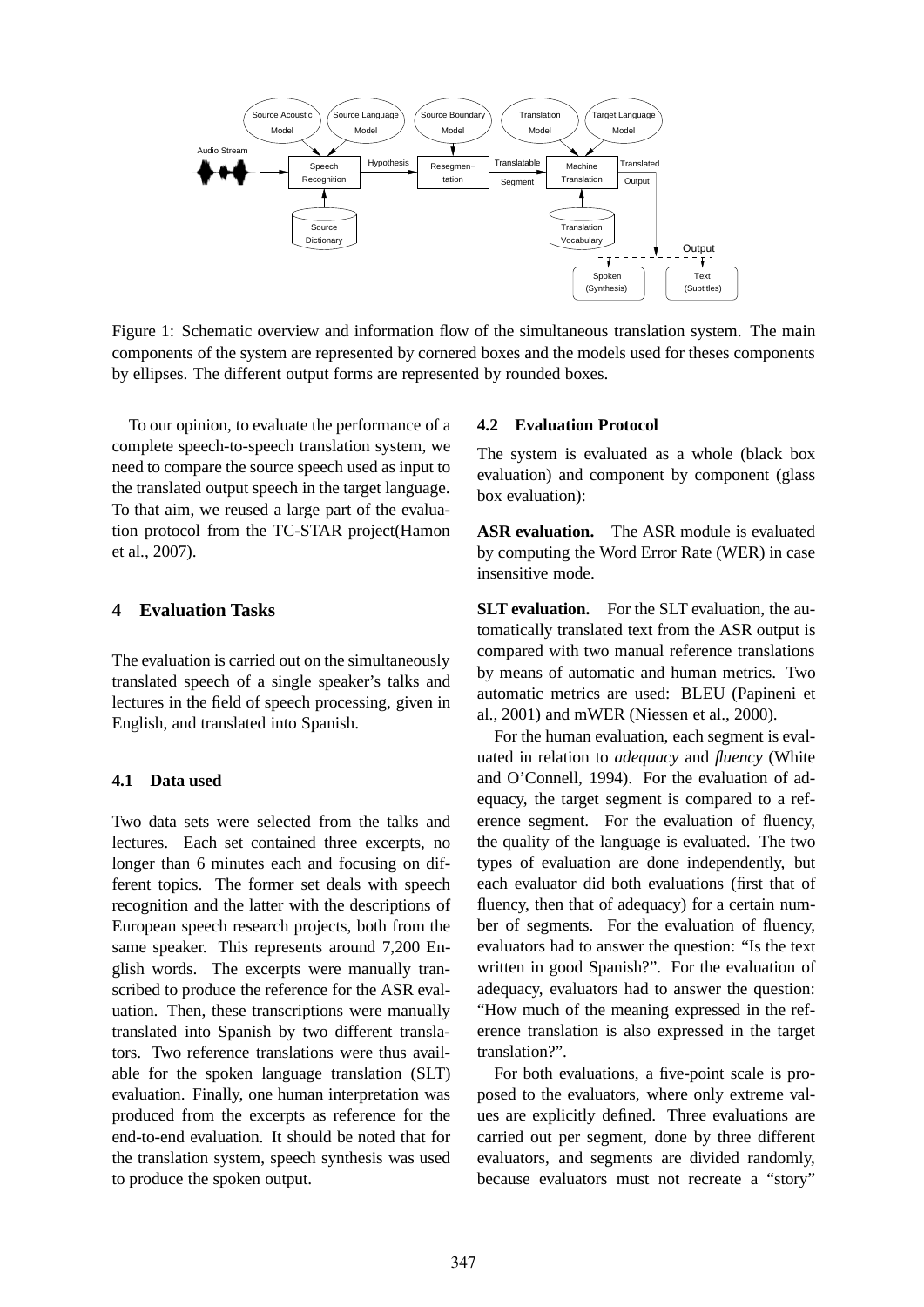Figure 1: Schematic overview and information flow of the simultaneous translation system. The main components of the system are represented by cornered boxes and the models used for theses components by ellipses. The different output forms are represented by rounded boxes.

To our opinion, to evaluate the performance of a complete speech-to-speech translation system, we need to compare the source speech used as input to the translated output speech in the target language. To that aim, we reused a large part of the evaluation protocol from the TC-STAR project(Hamon et al., 2007).

## 4 Evaluation Tasks

The evaluation is carried out on the simultaneously translated speech of a single speaker's talks and lectures in the field of speech processing, given in English, and translated into Spanish.

### 4.1 Data used

Two data sets were selected from the talks and lectures. Each set contained three excerpts, no longer than 6 minutes each and focusing on different topics. The former set deals with speech recognition and the latter with the descriptions of European speech research projects, both from the same speaker. This represents around 7,200 English words. The excerpts were manually transcribed to produce the reference for the ASR evaluation. Then, these transcriptions were manually translated into Spanish by two different translators. Two reference translations were thus available for the spoken language translation (SLT) evaluation. Finally, one human interpretation was produced from the excerpts as reference for the end-to-end evaluation. It should be noted that for the translation system, speech synthesis was used to produce the spoken output.

### 4.2 Evaluation Protocol

The system is evaluated as a whole (black box evaluation) and component by component (glass box evaluation):

**ASR evaluation.** The ASR module is evaluated by computing the Word Error Rate (WER) in case insensitive mode.

**SLT evaluation.** For the SLT evaluation, the automatically translated text from the ASR output is compared with two manual reference translations by means of automatic and human metrics. Two automatic metrics are used: BLEU (Papineni et al., 2001) and mWER (Niessen et al., 2000).

For the human evaluation, each segment is evaluated in relation to *adequacy* and *fluency* (White and O'Connell, 1994). For the evaluation of adequacy, the target segment is compared to a reference segment. For the evaluation of fluency, the quality of the language is evaluated. The two types of evaluation are done independently, but each evaluator did both evaluations (first that of fluency, then that of adequacy) for a certain number of segments. For the evaluation of fluency, evaluators had to answer the question: "Is the text written in good Spanish?". For the evaluation of adequacy, evaluators had to answer the question: "How much of the meaning expressed in the reference translation is also expressed in the target translation?".

For both evaluations, a five-point scale is proposed to the evaluators, where only extreme values are explicitly defined. Three evaluations are carried out per segment, done by three different evaluators, and segments are divided randomly, because evaluators must not recreate a "story"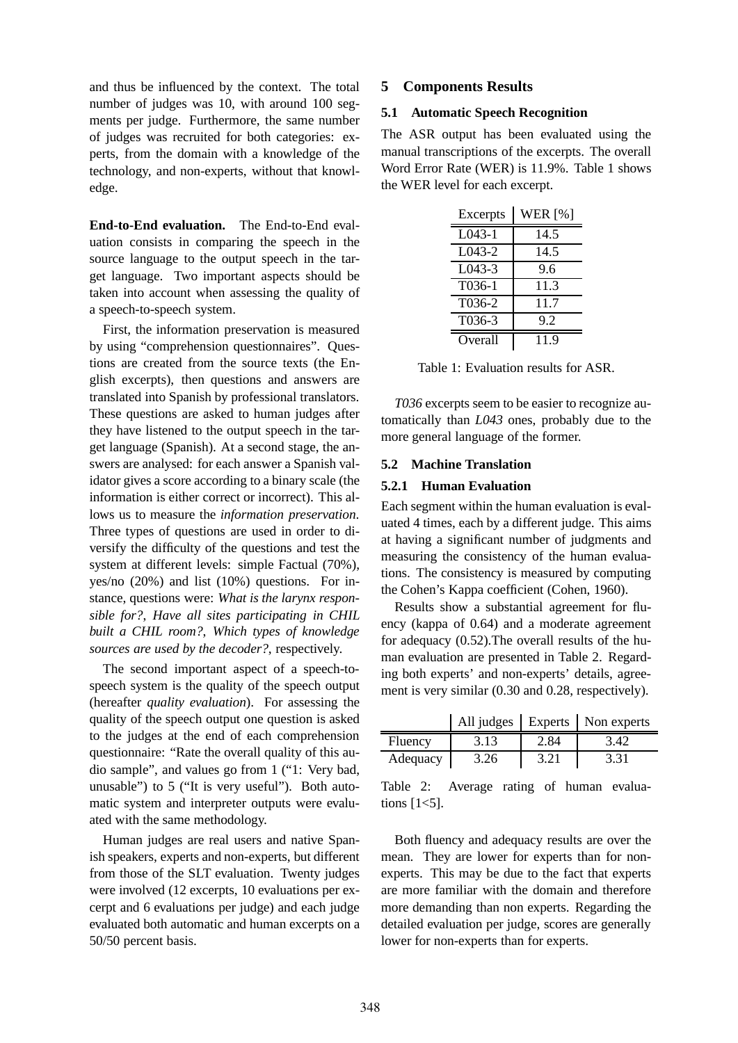and thus be influenced by the context. The total number of judges was 10, with around 100 segments per judge. Furthermore, the same number of judges was recruited for both categories: experts, from the domain with a knowledge of the technology, and non-experts, without that knowledge.

**End-to-End evaluation.** The End-to-End evaluation consists in comparing the speech in the source language to the output speech in the target language. Two important aspects should be taken into account when assessing the quality of a speech-to-speech system.

First, the information preservation is measured by using "comprehension questionnaires". Questions are created from the source texts (the English excerpts), then questions and answers are translated into Spanish by professional translators. These questions are asked to human judges after they have listened to the output speech in the target language (Spanish). At a second stage, the answers are analysed: for each answer a Spanish validator gives a score according to a binary scale (the information is either correct or incorrect). This allows us to measure the *information preservation*. Three types of questions are used in order to diversify the difficulty of the questions and test the system at different levels: simple Factual (70%), yes/no (20%) and list (10%) questions. For instance, questions were: *What is the larynx responsible for?*, *Have all sites participating in CHIL built a CHIL room?*, *Which types of knowledge sources are used by the decoder?*, respectively.

The second important aspect of a speech-to-speech system is the quality of the speech output (hereafter *quality evaluation*). For assessing the quality of the speech output one question is asked to the judges at the end of each comprehension questionnaire: "Rate the overall quality of this audio sample", and values go from 1 ("1: Very bad, unusable") to 5 ("It is very useful"). Both automatic system and interpreter outputs were evaluated with the same methodology.

Human judges are real users and native Spanish speakers, experts and non-experts, but different from those of the SLT evaluation. Twenty judges were involved (12 excerpts, 10 evaluations per excerpt and 6 evaluations per judge) and each judge evaluated both automatic and human excerpts on a 50/50 percent basis.

## 5 Components Results

### 5.1 Automatic Speech Recognition

The ASR output has been evaluated using the manual transcriptions of the excerpts. The overall Word Error Rate (WER) is 11.9%. Table 1 shows the WER level for each excerpt.

| Excerpts | WER [%] |
|---|---|
| L043-1 | 14.5 |
| L043-2 | 14.5 |
| L043-3 | 9.6 |
| T036-1 | 11.3 |
| T036-2 | 11.7 |
| T036-3 | 9.2 |
| Overall | 11.9 |

Table 1: Evaluation results for ASR.

*T036* excerpts seem to be easier to recognize automatically than *L043* ones, probably due to the more general language of the former.

### 5.2 Machine Translation

#### 5.2.1 Human Evaluation

Each segment within the human evaluation is evaluated 4 times, each by a different judge. This aims at having a significant number of judgments and measuring the consistency of the human evaluations. The consistency is measured by computing the Cohen's Kappa coefficient (Cohen, 1960).

Results show a substantial agreement for fluency (kappa of 0.64) and a moderate agreement for adequacy (0.52).The overall results of the human evaluation are presented in Table 2. Regarding both experts' and non-experts' details, agreement is very similar (0.30 and 0.28, respectively).

| | All judges | Experts | Non experts |
|---|---|---|---|
| Fluency | 3.13 | 2.84 | 3.42 |
| Adequacy | 3.26 | 3.21 | 3.31 |

Table 2: Average rating of human evaluations [1<5].

Both fluency and adequacy results are over the mean. They are lower for experts than for non-experts. This may be due to the fact that experts are more familiar with the domain and therefore more demanding than non experts. Regarding the detailed evaluation per judge, scores are generally lower for non-experts than for experts.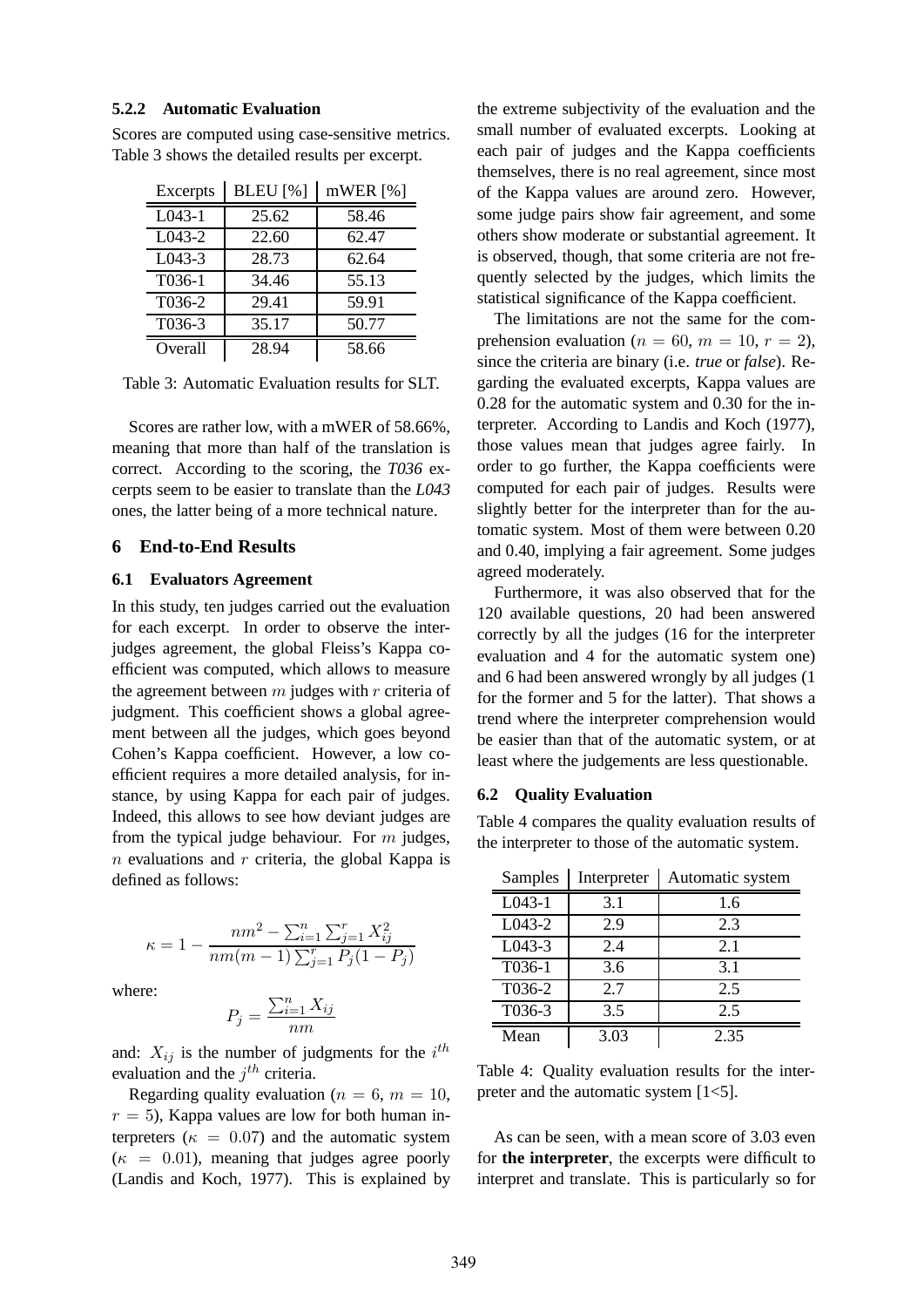#### 5.2.2 Automatic Evaluation

Scores are computed using case-sensitive metrics. Table 3 shows the detailed results per excerpt.

| Excerpts | BLEU [%] | mWER [%] |
|---|---|---|
| L043-1 | 25.62 | 58.46 |
| L043-2 | 22.60 | 62.47 |
| L043-3 | 28.73 | 62.64 |
| T036-1 | 34.46 | 55.13 |
| T036-2 | 29.41 | 59.91 |
| T036-3 | 35.17 | 50.77 |
| Overall | 28.94 | 58.66 |

Table 3: Automatic Evaluation results for SLT.

Scores are rather low, with a mWER of 58.66%, meaning that more than half of the translation is correct. According to the scoring, the *T036* excerpts seem to be easier to translate than the *L043* ones, the latter being of a more technical nature.

## 6 End-to-End Results

### 6.1 Evaluators Agreement

In this study, ten judges carried out the evaluation for each excerpt. In order to observe the inter-judges agreement, the global Fleiss's Kappa coefficient was computed, which allows to measure the agreement between $m$ judges with $r$ criteria of judgment. This coefficient shows a global agreement between all the judges, which goes beyond Cohen's Kappa coefficient. However, a low coefficient requires a more detailed analysis, for instance, by using Kappa for each pair of judges. Indeed, this allows to see how deviant judges are from the typical judge behaviour. For $m$ judges, $n$ evaluations and $r$ criteria, the global Kappa is defined as follows:

$$\kappa = 1 - \frac{nm^2 - \sum_{i=1}^{n}\sum_{j=1}^{r} X_{ij}^2}{nm(m-1)\sum_{j=1}^{r} P_j(1-P_j)}$$

where:

$$P_j = \frac{\sum_{i=1}^{n} X_{ij}}{nm}$$

and: $X_{ij}$ is the number of judgments for the $i^{th}$ evaluation and the $j^{th}$ criteria.

Regarding quality evaluation ($n = 6$, $m = 10$, $r = 5$), Kappa values are low for both human interpreters ($\kappa = 0.07$) and the automatic system ($\kappa = 0.01$), meaning that judges agree poorly (Landis and Koch, 1977). This is explained by the extreme subjectivity of the evaluation and the small number of evaluated excerpts. Looking at each pair of judges and the Kappa coefficients themselves, there is no real agreement, since most of the Kappa values are around zero. However, some judge pairs show fair agreement, and some others show moderate or substantial agreement. It is observed, though, that some criteria are not frequently selected by the judges, which limits the statistical significance of the Kappa coefficient.

The limitations are not the same for the comprehension evaluation ($n = 60$, $m = 10$, $r = 2$), since the criteria are binary (i.e. *true* or *false*). Regarding the evaluated excerpts, Kappa values are 0.28 for the automatic system and 0.30 for the interpreter. According to Landis and Koch (1977), those values mean that judges agree fairly. In order to go further, the Kappa coefficients were computed for each pair of judges. Results were slightly better for the interpreter than for the automatic system. Most of them were between 0.20 and 0.40, implying a fair agreement. Some judges agreed moderately.

Furthermore, it was also observed that for the 120 available questions, 20 had been answered correctly by all the judges (16 for the interpreter evaluation and 4 for the automatic system one) and 6 had been answered wrongly by all judges (1 for the former and 5 for the latter). That shows a trend where the interpreter comprehension would be easier than that of the automatic system, or at least where the judgements are less questionable.

### 6.2 Quality Evaluation

Table 4 compares the quality evaluation results of the interpreter to those of the automatic system.

| Samples | Interpreter | Automatic system |
|---|---|---|
| L043-1 | 3.1 | 1.6 |
| L043-2 | 2.9 | 2.3 |
| L043-3 | 2.4 | 2.1 |
| T036-1 | 3.6 | 3.1 |
| T036-2 | 2.7 | 2.5 |
| T036-3 | 3.5 | 2.5 |
| Mean | 3.03 | 2.35 |

Table 4: Quality evaluation results for the interpreter and the automatic system [1<5].

As can be seen, with a mean score of 3.03 even for **the interpreter**, the excerpts were difficult to interpret and translate. This is particularly so for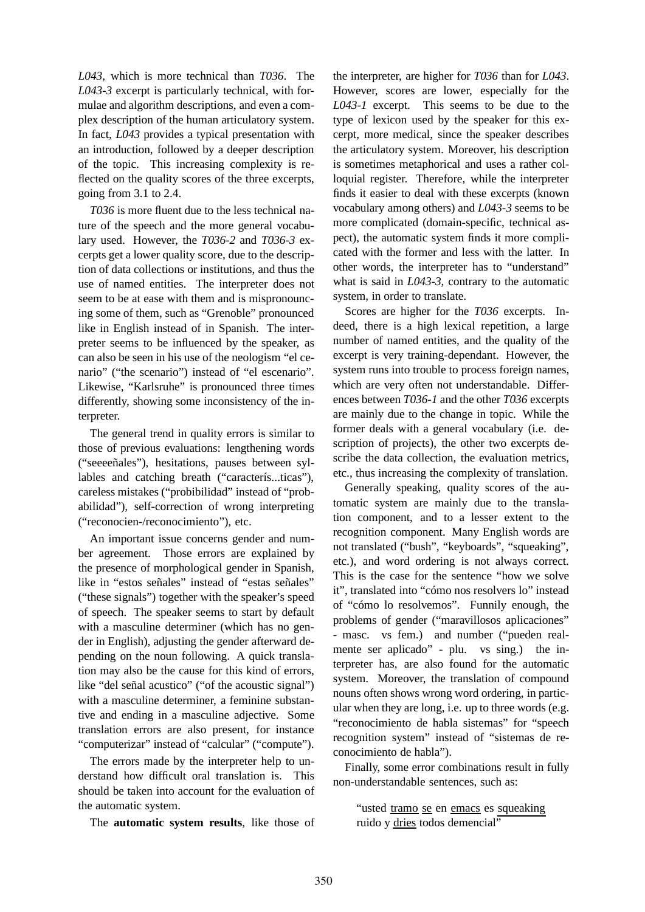*L043*, which is more technical than *T036*. The *L043-3* excerpt is particularly technical, with formulae and algorithm descriptions, and even a complex description of the human articulatory system. In fact, *L043* provides a typical presentation with an introduction, followed by a deeper description of the topic. This increasing complexity is reflected on the quality scores of the three excerpts, going from 3.1 to 2.4.

*T036* is more fluent due to the less technical nature of the speech and the more general vocabulary used. However, the *T036-2* and *T036-3* excerpts get a lower quality score, due to the description of data collections or institutions, and thus the use of named entities. The interpreter does not seem to be at ease with them and is mispronouncing some of them, such as "Grenoble" pronounced like in English instead of in Spanish. The interpreter seems to be influenced by the speaker, as can also be seen in his use of the neologism "el cenario" ("the scenario") instead of "el escenario". Likewise, "Karlsruhe" is pronounced three times differently, showing some inconsistency of the interpreter.

The general trend in quality errors is similar to those of previous evaluations: lengthening words ("seeeeñales"), hesitations, pauses between syllables and catching breath ("caracterís...ticas"), careless mistakes ("probibilidad" instead of "probabilidad"), self-correction of wrong interpreting ("reconocien-/reconocimiento"), etc.

An important issue concerns gender and number agreement. Those errors are explained by the presence of morphological gender in Spanish, like in "estos señales" instead of "estas señales" ("these signals") together with the speaker's speed of speech. The speaker seems to start by default with a masculine determiner (which has no gender in English), adjusting the gender afterward depending on the noun following. A quick translation may also be the cause for this kind of errors, like "del señal acustico" ("of the acoustic signal") with a masculine determiner, a feminine substantive and ending in a masculine adjective. Some translation errors are also present, for instance "computerizar" instead of "calcular" ("compute").

The errors made by the interpreter help to understand how difficult oral translation is. This should be taken into account for the evaluation of the automatic system.

The **automatic system results**, like those of the interpreter, are higher for *T036* than for *L043*. However, scores are lower, especially for the *L043-1* excerpt. This seems to be due to the type of lexicon used by the speaker for this excerpt, more medical, since the speaker describes the articulatory system. Moreover, his description is sometimes metaphorical and uses a rather colloquial register. Therefore, while the interpreter finds it easier to deal with these excerpts (known vocabulary among others) and *L043-3* seems to be more complicated (domain-specific, technical aspect), the automatic system finds it more complicated with the former and less with the latter. In other words, the interpreter has to "understand" what is said in *L043-3*, contrary to the automatic system, in order to translate.

Scores are higher for the *T036* excerpts. Indeed, there is a high lexical repetition, a large number of named entities, and the quality of the excerpt is very training-dependant. However, the system runs into trouble to process foreign names, which are very often not understandable. Differences between *T036-1* and the other *T036* excerpts are mainly due to the change in topic. While the former deals with a general vocabulary (i.e. description of projects), the other two excerpts describe the data collection, the evaluation metrics, etc., thus increasing the complexity of translation.

Generally speaking, quality scores of the automatic system are mainly due to the translation component, and to a lesser extent to the recognition component. Many English words are not translated ("bush", "keyboards", "squeaking", etc.), and word ordering is not always correct. This is the case for the sentence "how we solve it", translated into "cómo nos resolvers lo" instead of "cómo lo resolvemos". Funnily enough, the problems of gender ("maravillosos aplicaciones" - masc. vs fem.) and number ("pueden realmente ser aplicado" - plu. vs sing.) the interpreter has, are also found for the automatic system. Moreover, the translation of compound nouns often shows wrong word ordering, in particular when they are long, i.e. up to three words (e.g. "reconocimiento de habla sistemas" for "speech recognition system" instead of "sistemas de reconocimiento de habla").

Finally, some error combinations result in fully non-understandable sentences, such as:

> "usted <u>tramo</u> <u>se</u> en <u>emacs</u> es <u>squeaking</u> ruido y <u>dries</u> todos demencial"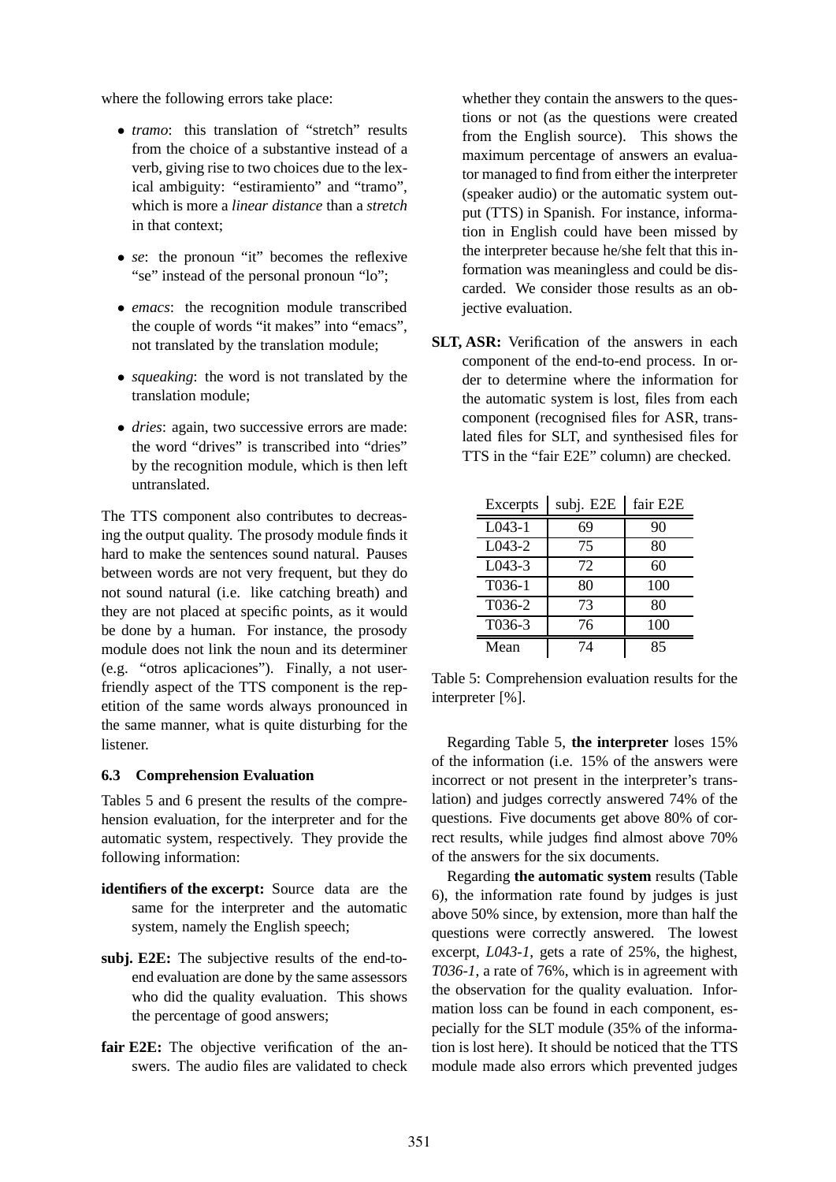where the following errors take place:

- *tramo*: this translation of "stretch" results from the choice of a substantive instead of a verb, giving rise to two choices due to the lexical ambiguity: "estiramiento" and "tramo", which is more a *linear distance* than a *stretch* in that context;
- *se*: the pronoun "it" becomes the reflexive "se" instead of the personal pronoun "lo";
- *emacs*: the recognition module transcribed the couple of words "it makes" into "emacs", not translated by the translation module;
- *squeaking*: the word is not translated by the translation module;
- *dries*: again, two successive errors are made: the word "drives" is transcribed into "dries" by the recognition module, which is then left untranslated.

The TTS component also contributes to decreasing the output quality. The prosody module finds it hard to make the sentences sound natural. Pauses between words are not very frequent, but they do not sound natural (i.e. like catching breath) and they are not placed at specific points, as it would be done by a human. For instance, the prosody module does not link the noun and its determiner (e.g. "otros aplicaciones"). Finally, a not user-friendly aspect of the TTS component is the repetition of the same words always pronounced in the same manner, what is quite disturbing for the listener.

### 6.3 Comprehension Evaluation

Tables 5 and 6 present the results of the comprehension evaluation, for the interpreter and for the automatic system, respectively. They provide the following information:

**identifiers of the excerpt:** Source data are the same for the interpreter and the automatic system, namely the English speech;

**subj. E2E:** The subjective results of the end-to-end evaluation are done by the same assessors who did the quality evaluation. This shows the percentage of good answers;

**fair E2E:** The objective verification of the answers. The audio files are validated to check whether they contain the answers to the questions or not (as the questions were created from the English source). This shows the maximum percentage of answers an evaluator managed to find from either the interpreter (speaker audio) or the automatic system output (TTS) in Spanish. For instance, information in English could have been missed by the interpreter because he/she felt that this information was meaningless and could be discarded. We consider those results as an objective evaluation.

**SLT, ASR:** Verification of the answers in each component of the end-to-end process. In order to determine where the information for the automatic system is lost, files from each component (recognised files for ASR, translated files for SLT, and synthesised files for TTS in the "fair E2E" column) are checked.

| Excerpts | subj. E2E | fair E2E |
|---|---|---|
| L043-1 | 69 | 90 |
| L043-2 | 75 | 80 |
| L043-3 | 72 | 60 |
| T036-1 | 80 | 100 |
| T036-2 | 73 | 80 |
| T036-3 | 76 | 100 |
| Mean | 74 | 85 |

Table 5: Comprehension evaluation results for the interpreter [%].

Regarding Table 5, **the interpreter** loses 15% of the information (i.e. 15% of the answers were incorrect or not present in the interpreter's translation) and judges correctly answered 74% of the questions. Five documents get above 80% of correct results, while judges find almost above 70% of the answers for the six documents.

Regarding **the automatic system** results (Table 6), the information rate found by judges is just above 50% since, by extension, more than half the questions were correctly answered. The lowest excerpt, *L043-1*, gets a rate of 25%, the highest, *T036-1*, a rate of 76%, which is in agreement with the observation for the quality evaluation. Information loss can be found in each component, especially for the SLT module (35% of the information is lost here). It should be noticed that the TTS module made also errors which prevented judges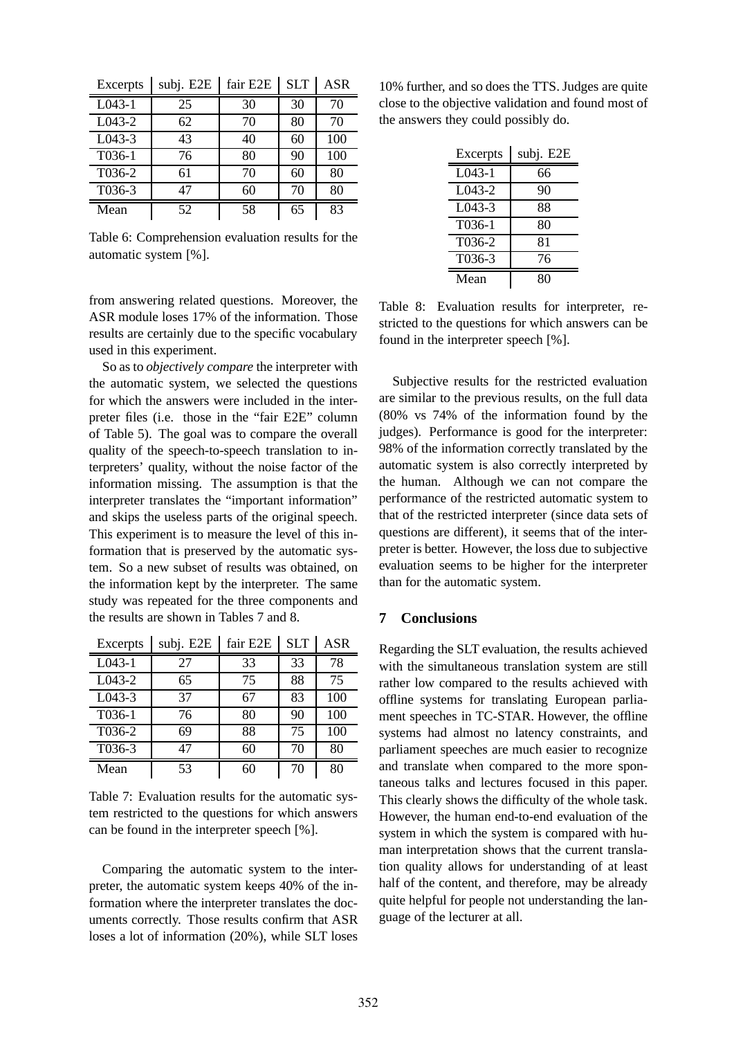| Excerpts | subj. E2E | fair E2E | SLT | ASR |
|---|---|---|---|---|
| L043-1 | 25 | 30 | 30 | 70 |
| L043-2 | 62 | 70 | 80 | 70 |
| L043-3 | 43 | 40 | 60 | 100 |
| T036-1 | 76 | 80 | 90 | 100 |
| T036-2 | 61 | 70 | 60 | 80 |
| T036-3 | 47 | 60 | 70 | 80 |
| Mean | 52 | 58 | 65 | 83 |

Table 6: Comprehension evaluation results for the automatic system [%].

from answering related questions. Moreover, the ASR module loses 17% of the information. Those results are certainly due to the specific vocabulary used in this experiment.

So as to *objectively compare* the interpreter with the automatic system, we selected the questions for which the answers were included in the interpreter files (i.e. those in the "fair E2E" column of Table 5). The goal was to compare the overall quality of the speech-to-speech translation to interpreters' quality, without the noise factor of the information missing. The assumption is that the interpreter translates the "important information" and skips the useless parts of the original speech. This experiment is to measure the level of this information that is preserved by the automatic system. So a new subset of results was obtained, on the information kept by the interpreter. The same study was repeated for the three components and the results are shown in Tables 7 and 8.

| Excerpts | subj. E2E | fair E2E | SLT | ASR |
|---|---|---|---|---|
| L043-1 | 27 | 33 | 33 | 78 |
| L043-2 | 65 | 75 | 88 | 75 |
| L043-3 | 37 | 67 | 83 | 100 |
| T036-1 | 76 | 80 | 90 | 100 |
| T036-2 | 69 | 88 | 75 | 100 |
| T036-3 | 47 | 60 | 70 | 80 |
| Mean | 53 | 60 | 70 | 80 |

Table 7: Evaluation results for the automatic system restricted to the questions for which answers can be found in the interpreter speech [%].

Comparing the automatic system to the interpreter, the automatic system keeps 40% of the information where the interpreter translates the documents correctly. Those results confirm that ASR loses a lot of information (20%), while SLT loses 10% further, and so does the TTS. Judges are quite close to the objective validation and found most of the answers they could possibly do.

| Excerpts | subj. E2E |
|---|---|
| L043-1 | 66 |
| L043-2 | 90 |
| L043-3 | 88 |
| T036-1 | 80 |
| T036-2 | 81 |
| T036-3 | 76 |
| Mean | 80 |

Table 8: Evaluation results for interpreter, restricted to the questions for which answers can be found in the interpreter speech [%].

Subjective results for the restricted evaluation are similar to the previous results, on the full data (80% vs 74% of the information found by the judges). Performance is good for the interpreter: 98% of the information correctly translated by the automatic system is also correctly interpreted by the human. Although we can not compare the performance of the restricted automatic system to that of the restricted interpreter (since data sets of questions are different), it seems that of the interpreter is better. However, the loss due to subjective evaluation seems to be higher for the interpreter than for the automatic system.

## 7 Conclusions

Regarding the SLT evaluation, the results achieved with the simultaneous translation system are still rather low compared to the results achieved with offline systems for translating European parliament speeches in TC-STAR. However, the offline systems had almost no latency constraints, and parliament speeches are much easier to recognize and translate when compared to the more spontaneous talks and lectures focused in this paper. This clearly shows the difficulty of the whole task. However, the human end-to-end evaluation of the system in which the system is compared with human interpretation shows that the current translation quality allows for understanding of at least half of the content, and therefore, may be already quite helpful for people not understanding the language of the lecturer at all.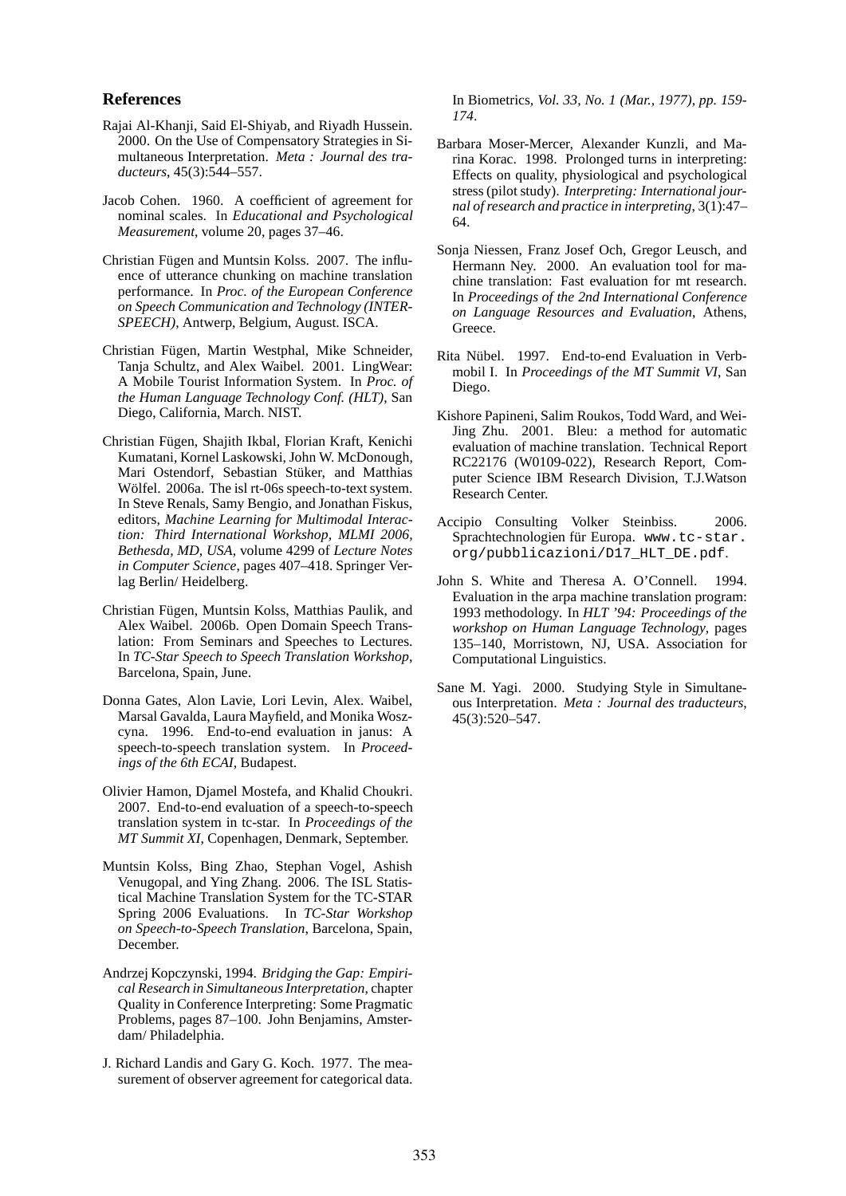## References

Rajai Al-Khanji, Said El-Shiyab, and Riyadh Hussein. 2000. On the Use of Compensatory Strategies in Simultaneous Interpretation. *Meta : Journal des traducteurs*, 45(3):544–557.

Jacob Cohen. 1960. A coefficient of agreement for nominal scales. In *Educational and Psychological Measurement*, volume 20, pages 37–46.

Christian Fügen and Muntsin Kolss. 2007. The influence of utterance chunking on machine translation performance. In *Proc. of the European Conference on Speech Communication and Technology (INTERSPEECH)*, Antwerp, Belgium, August. ISCA.

Christian Fügen, Martin Westphal, Mike Schneider, Tanja Schultz, and Alex Waibel. 2001. LingWear: A Mobile Tourist Information System. In *Proc. of the Human Language Technology Conf. (HLT)*, San Diego, California, March. NIST.

Christian Fügen, Shajith Ikbal, Florian Kraft, Kenichi Kumatani, Kornel Laskowski, John W. McDonough, Mari Ostendorf, Sebastian Stüker, and Matthias Wölfel. 2006a. The isl rt-06s speech-to-text system. In Steve Renals, Samy Bengio, and Jonathan Fiskus, editors, *Machine Learning for Multimodal Interaction: Third International Workshop, MLMI 2006, Bethesda, MD, USA*, volume 4299 of *Lecture Notes in Computer Science*, pages 407–418. Springer Verlag Berlin/ Heidelberg.

Christian Fügen, Muntsin Kolss, Matthias Paulik, and Alex Waibel. 2006b. Open Domain Speech Translation: From Seminars and Speeches to Lectures. In *TC-Star Speech to Speech Translation Workshop*, Barcelona, Spain, June.

Donna Gates, Alon Lavie, Lori Levin, Alex. Waibel, Marsal Gavalda, Laura Mayfield, and Monika Woszcyna. 1996. End-to-end evaluation in janus: A speech-to-speech translation system. In *Proceedings of the 6th ECAI*, Budapest.

Olivier Hamon, Djamel Mostefa, and Khalid Choukri. 2007. End-to-end evaluation of a speech-to-speech translation system in tc-star. In *Proceedings of the MT Summit XI*, Copenhagen, Denmark, September.

Muntsin Kolss, Bing Zhao, Stephan Vogel, Ashish Venugopal, and Ying Zhang. 2006. The ISL Statistical Machine Translation System for the TC-STAR Spring 2006 Evaluations. In *TC-Star Workshop on Speech-to-Speech Translation*, Barcelona, Spain, December.

Andrzej Kopczynski, 1994. *Bridging the Gap: Empirical Research in Simultaneous Interpretation*, chapter Quality in Conference Interpreting: Some Pragmatic Problems, pages 87–100. John Benjamins, Amsterdam/ Philadelphia.

J. Richard Landis and Gary G. Koch. 1977. The measurement of observer agreement for categorical data. In Biometrics, *Vol. 33, No. 1 (Mar., 1977), pp. 159-174*.

Barbara Moser-Mercer, Alexander Kunzli, and Marina Korac. 1998. Prolonged turns in interpreting: Effects on quality, physiological and psychological stress (pilot study). *Interpreting: International journal of research and practice in interpreting*, 3(1):47–64.

Sonja Niessen, Franz Josef Och, Gregor Leusch, and Hermann Ney. 2000. An evaluation tool for machine translation: Fast evaluation for mt research. In *Proceedings of the 2nd International Conference on Language Resources and Evaluation*, Athens, Greece.

Rita Nübel. 1997. End-to-end Evaluation in Verbmobil I. In *Proceedings of the MT Summit VI*, San Diego.

Kishore Papineni, Salim Roukos, Todd Ward, and Wei-Jing Zhu. 2001. Bleu: a method for automatic evaluation of machine translation. Technical Report RC22176 (W0109-022), Research Report, Computer Science IBM Research Division, T.J.Watson Research Center.

Accipio Consulting Volker Steinbiss. 2006. Sprachtechnologien für Europa. `www.tc-star.org/pubblicazioni/D17_HLT_DE.pdf`.

John S. White and Theresa A. O'Connell. 1994. Evaluation in the arpa machine translation program: 1993 methodology. In *HLT '94: Proceedings of the workshop on Human Language Technology*, pages 135–140, Morristown, NJ, USA. Association for Computational Linguistics.

Sane M. Yagi. 2000. Studying Style in Simultaneous Interpretation. *Meta : Journal des traducteurs*, 45(3):520–547.